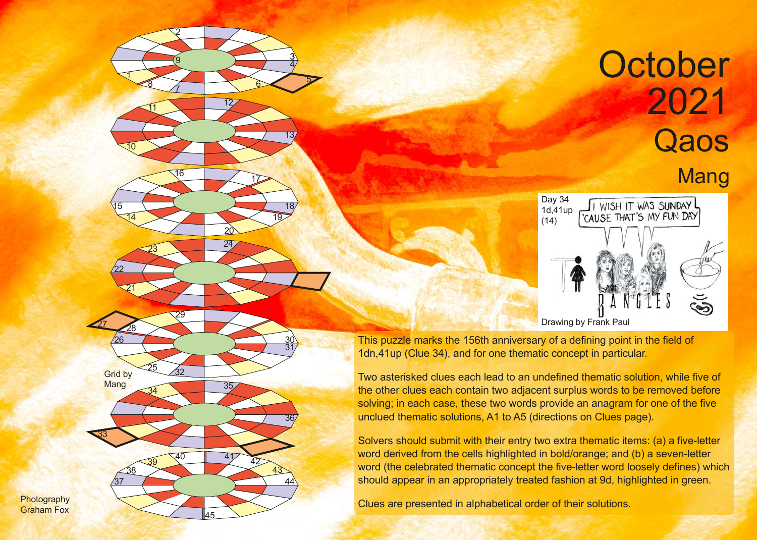# October 2021

## Qaos

### Mang

Day 34
1d,41up
(14)

Drawing by Frank Paul

This puzzle marks the 156th anniversary of a defining point in the field of 1dn,41up (Clue 34), and for one thematic concept in particular.

Two asterisked clues each lead to an undefined thematic solution, while five of the other clues each contain two adjacent surplus words to be removed before solving; in each case, these two words provide an anagram for one of the five unclued thematic solutions, A1 to A5 (directions on Clues page).

Solvers should submit with their entry two extra thematic items: (a) a five-letter word derived from the cells highlighted in bold/orange; and (b) a seven-letter word (the celebrated thematic concept the five-letter word loosely defines) which should appear in an appropriately treated fashion at 9d, highlighted in green.

Clues are presented in alphabetical order of their solutions.

Grid by Mang

Photography Graham Fox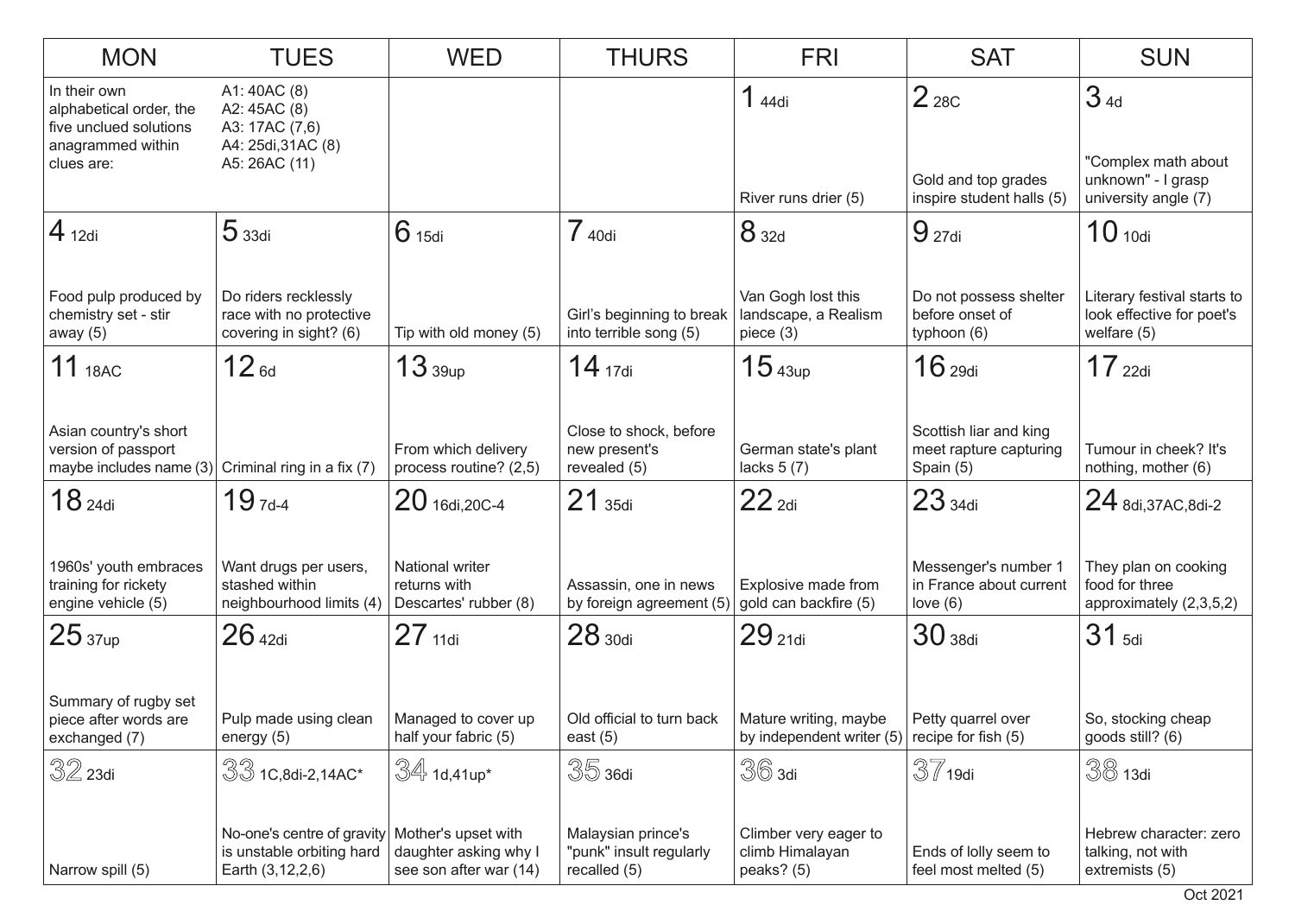| MON | TUES | WED | THURS | FRI | SAT | SUN |
|---|---|---|---|---|---|---|
| In their own alphabetical order, the five unclued solutions anagrammed within clues are: | A1: 40AC (8)<br>A2: 45AC (8)<br>A3: 17AC (7,6)<br>A4: 25di,31AC (8)<br>A5: 26AC (11) | | | 1 44di<br><br>River runs drier (5) | 2 28C<br><br>Gold and top grades inspire student halls (5) | 3 4d<br><br>"Complex math about unknown" - I grasp university angle (7) |
| 4 12di<br><br>Food pulp produced by chemistry set - stir away (5) | 5 33di<br><br>Do riders recklessly race with no protective covering in sight? (6) | 6 15di<br><br>Tip with old money (5) | 7 40di<br><br>Girl's beginning to break into terrible song (5) | 8 32d<br><br>Van Gogh lost this landscape, a Realism piece (3) | 9 27di<br><br>Do not possess shelter before onset of typhoon (6) | 10 10di<br><br>Literary festival starts to look effective for poet's welfare (5) |
| 11 18AC<br><br>Asian country's short version of passport maybe includes name (3) | 12 6d<br><br>Criminal ring in a fix (7) | 13 39up<br><br>From which delivery process routine? (2,5) | 14 17di<br><br>Close to shock, before new present's revealed (5) | 15 43up<br><br>German state's plant lacks 5 (7) | 16 29di<br><br>Scottish liar and king meet rapture capturing Spain (5) | 17 22di<br><br>Tumour in cheek? It's nothing, mother (6) |
| 18 24di<br><br>1960s' youth embraces training for rickety engine vehicle (5) | 19 7d-4<br><br>Want drugs per users, stashed within neighbourhood limits (4) | 20 16di,20C-4<br><br>National writer returns with Descartes' rubber (8) | 21 35di<br><br>Assassin, one in news by foreign agreement (5) | 22 2di<br><br>Explosive made from gold can backfire (5) | 23 34di<br><br>Messenger's number 1 in France about current love (6) | 24 8di,37AC,8di-2<br><br>They plan on cooking food for three approximately (2,3,5,2) |
| 25 37up<br><br>Summary of rugby set piece after words are exchanged (7) | 26 42di<br><br>Pulp made using clean energy (5) | 27 11di<br><br>Managed to cover up half your fabric (5) | 28 30di<br><br>Old official to turn back east (5) | 29 21di<br><br>Mature writing, maybe by independent writer (5) | 30 38di<br><br>Petty quarrel over recipe for fish (5) | 31 5di<br><br>So, stocking cheap goods still? (6) |
| 32 23di<br><br>Narrow spill (5) | 33 1C,8di-2,14AC*<br><br>No-one's centre of gravity is unstable orbiting hard Earth (3,12,2,6) | 34 1d,41up*<br><br>Mother's upset with daughter asking why I see son after war (14) | 35 36di<br><br>Malaysian prince's "punk" insult regularly recalled (5) | 36 3di<br><br>Climber very eager to climb Himalayan peaks? (5) | 37 19di<br><br>Ends of lolly seem to feel most melted (5) | 38 13di<br><br>Hebrew character: zero talking, not with extremists (5) |

Oct 2021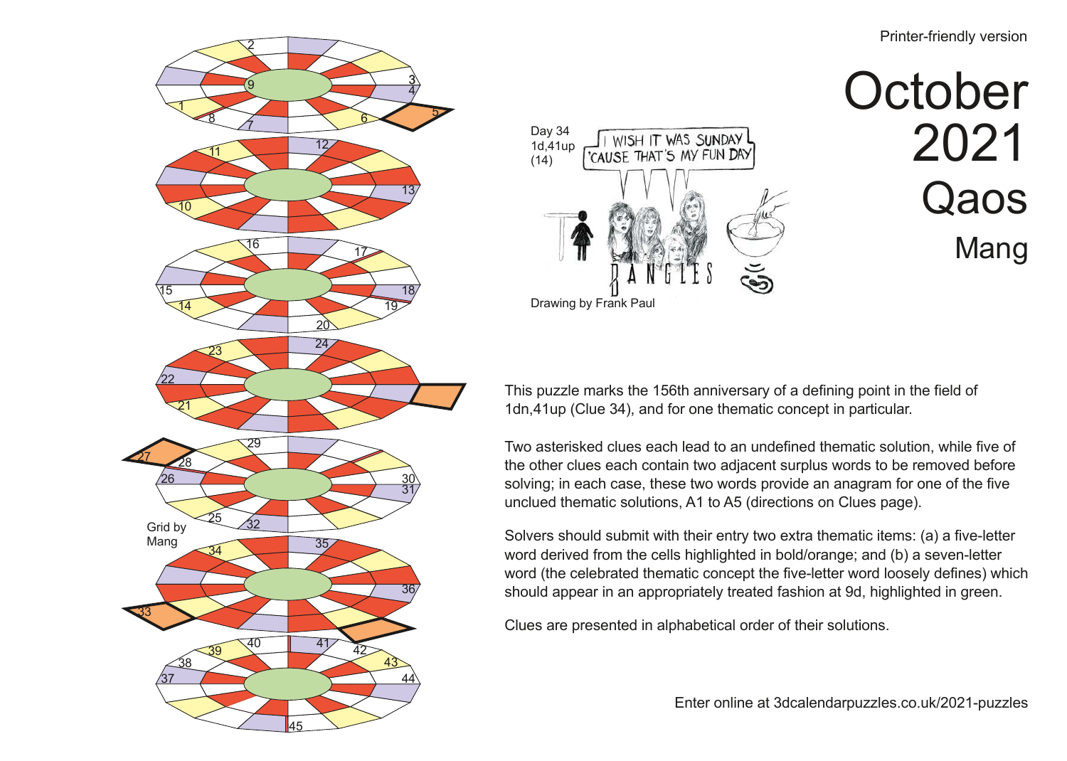Printer-friendly version

# October 2021 Qaos

## Mang

Day 34
1d,41up
(14)

Drawing by Frank Paul

Grid by Mang

This puzzle marks the 156th anniversary of a defining point in the field of 1dn,41up (Clue 34), and for one thematic concept in particular.

Two asterisked clues each lead to an undefined thematic solution, while five of the other clues each contain two adjacent surplus words to be removed before solving; in each case, these two words provide an anagram for one of the five unclued thematic solutions, A1 to A5 (directions on Clues page).

Solvers should submit with their entry two extra thematic items: (a) a five-letter word derived from the cells highlighted in bold/orange; and (b) a seven-letter word (the celebrated thematic concept the five-letter word loosely defines) which should appear in an appropriately treated fashion at 9d, highlighted in green.

Clues are presented in alphabetical order of their solutions.

Enter online at 3dcalendarpuzzles.co.uk/2021-puzzles